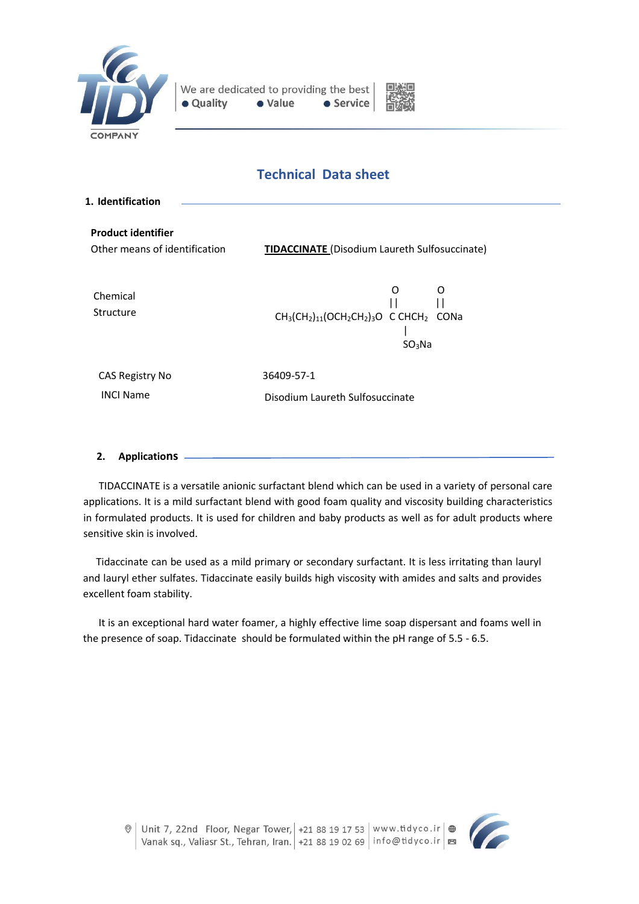# Technical Data sheet

## 1. Identification

**Product identifier**

Other means of identification — **TIDACCINATE** (Disodium Laureth Sulfosuccinate)

Chemical Structure

$$CH_3(CH_2)_{11}(OCH_2CH_2)_3O\overset{\overset{O}{||}}{C}CH\underset{\underset{SO_3Na}{|}}{}CH_2\overset{\overset{O}{||}}{C}ONa$$

| | |
|---|---|
| CAS Registry No | 36409-57-1 |
| INCI Name | Disodium Laureth Sulfosuccinate |

## 2. Applications

TIDACCINATE is a versatile anionic surfactant blend which can be used in a variety of personal care applications. It is a mild surfactant blend with good foam quality and viscosity building characteristics in formulated products. It is used for children and baby products as well as for adult products where sensitive skin is involved.

Tidaccinate can be used as a mild primary or secondary surfactant. It is less irritating than lauryl and lauryl ether sulfates. Tidaccinate easily builds high viscosity with amides and salts and provides excellent foam stability.

It is an exceptional hard water foamer, a highly effective lime soap dispersant and foams well in the presence of soap. Tidaccinate should be formulated within the pH range of 5.5 - 6.5.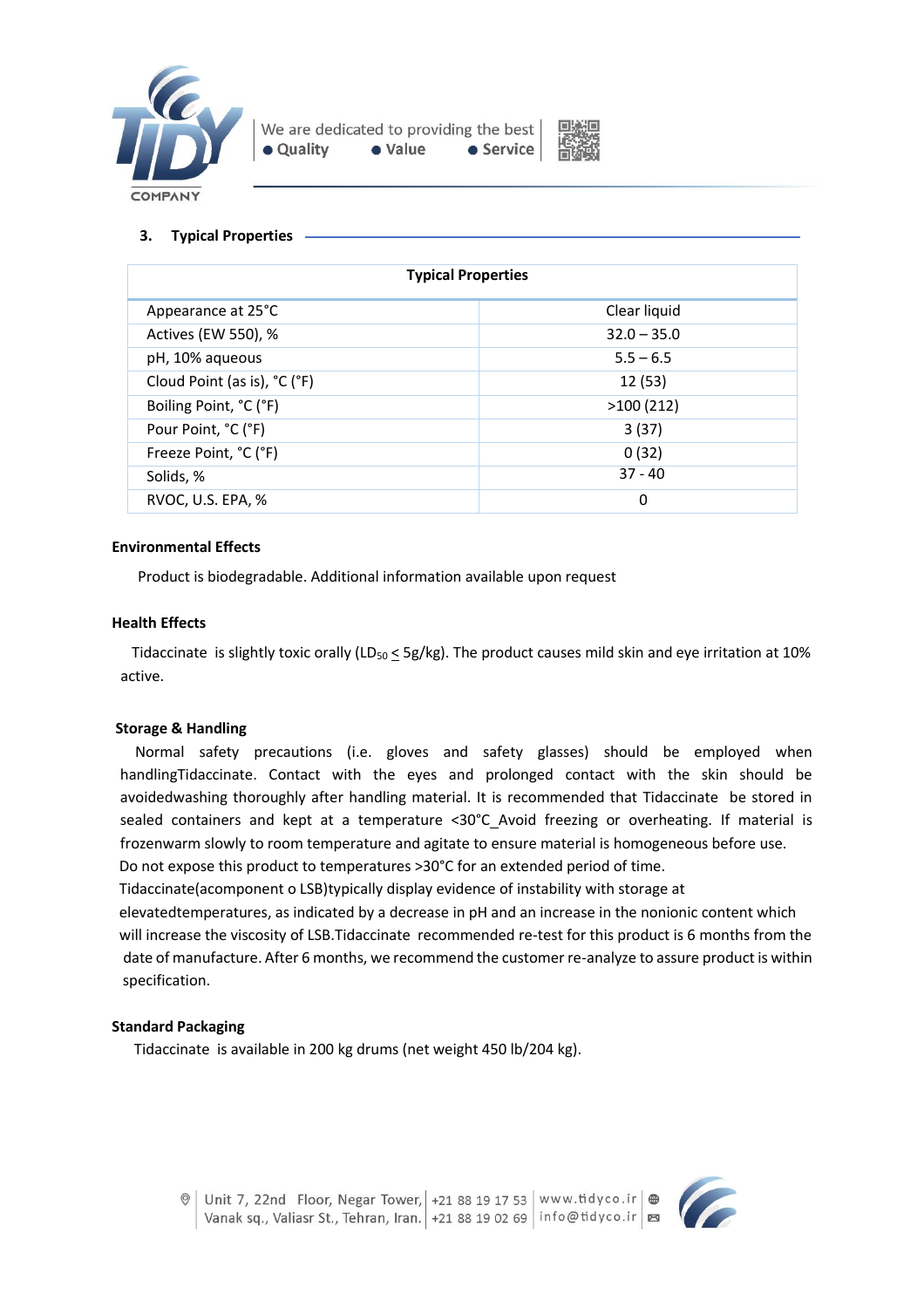## 3. Typical Properties

| Typical Properties | |
|---|---|
| Appearance at 25°C | Clear liquid |
| Actives (EW 550), % | 32.0 – 35.0 |
| pH, 10% aqueous | 5.5 – 6.5 |
| Cloud Point (as is), °C (°F) | 12 (53) |
| Boiling Point, °C (°F) | >100 (212) |
| Pour Point, °C (°F) | 3 (37) |
| Freeze Point, °C (°F) | 0 (32) |
| Solids, % | 37 - 40 |
| RVOC, U.S. EPA, % | 0 |

**Environmental Effects**

Product is biodegradable. Additional information available upon request

**Health Effects**

Tidaccinate is slightly toxic orally ($LD_{50} \leq$ 5g/kg). The product causes mild skin and eye irritation at 10% active.

**Storage & Handling**

Normal safety precautions (i.e. gloves and safety glasses) should be employed when handlingTidaccinate. Contact with the eyes and prolonged contact with the skin should be avoidedwashing thoroughly after handling material. It is recommended that Tidaccinate be stored in sealed containers and kept at a temperature <30°C_Avoid freezing or overheating. If material is frozenwarm slowly to room temperature and agitate to ensure material is homogeneous before use.
Do not expose this product to temperatures >30°C for an extended period of time.
Tidaccinate(acomponent o LSB)typically display evidence of instability with storage at elevatedtemperatures, as indicated by a decrease in pH and an increase in the nonionic content which will increase the viscosity of LSB.Tidaccinate recommended re-test for this product is 6 months from the date of manufacture. After 6 months, we recommend the customer re-analyze to assure product is within specification.

**Standard Packaging**

Tidaccinate is available in 200 kg drums (net weight 450 lb/204 kg).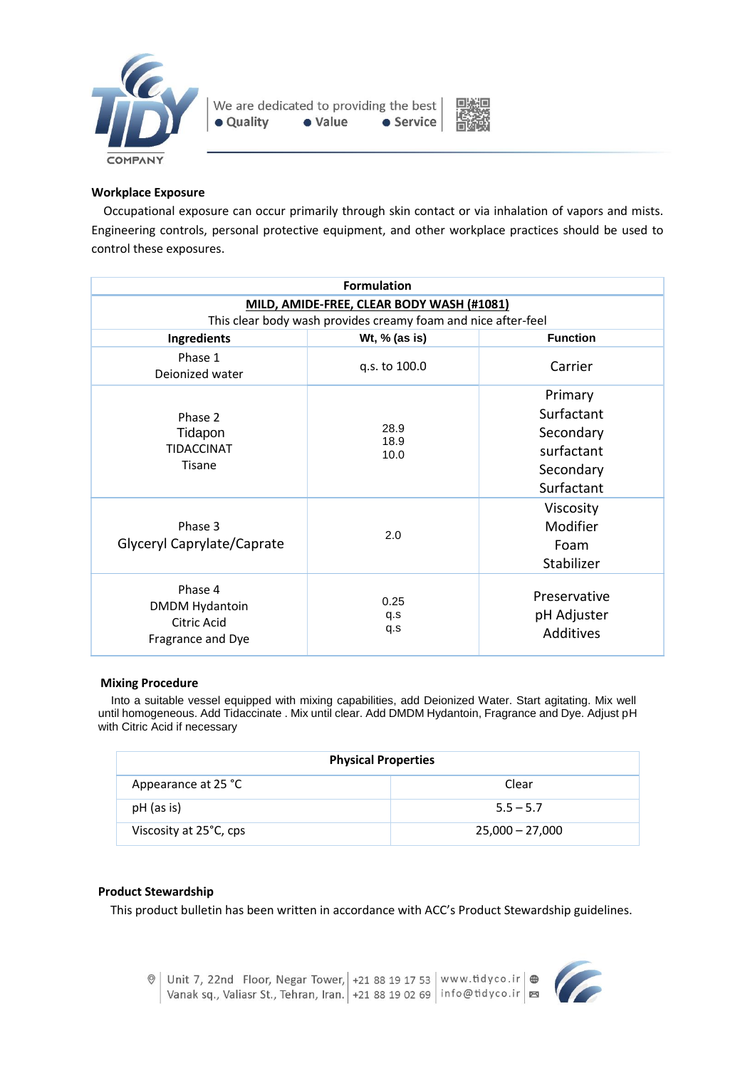### Workplace Exposure

Occupational exposure can occur primarily through skin contact or via inhalation of vapors and mists. Engineering controls, personal protective equipment, and other workplace practices should be used to control these exposures.

| Formulation | | |
|---|---|---|
| **MILD, AMIDE-FREE, CLEAR BODY WASH (#1081)**<br>This clear body wash provides creamy foam and nice after-feel | | |
| **Ingredients** | **Wt, % (as is)** | **Function** |
| Phase 1<br>Deionized water | q.s. to 100.0 | Carrier |
| Phase 2<br>Tidapon<br>TIDACCINAT<br>Tisane | 28.9<br>18.9<br>10.0 | Primary Surfactant<br>Secondary surfactant<br>Secondary Surfactant |
| Phase 3<br>Glyceryl Caprylate/Caprate | 2.0 | Viscosity Modifier<br>Foam Stabilizer |
| Phase 4<br>DMDM Hydantoin<br>Citric Acid<br>Fragrance and Dye | 0.25<br>q.s<br>q.s | Preservative<br>pH Adjuster<br>Additives |

### Mixing Procedure

Into a suitable vessel equipped with mixing capabilities, add Deionized Water. Start agitating. Mix well until homogeneous. Add Tidaccinate . Mix until clear. Add DMDM Hydantoin, Fragrance and Dye. Adjust pH with Citric Acid if necessary

| Physical Properties | |
|---|---|
| Appearance at 25 °C | Clear |
| pH (as is) | 5.5 – 5.7 |
| Viscosity at 25°C, cps | 25,000 – 27,000 |

### Product Stewardship

This product bulletin has been written in accordance with ACC's Product Stewardship guidelines.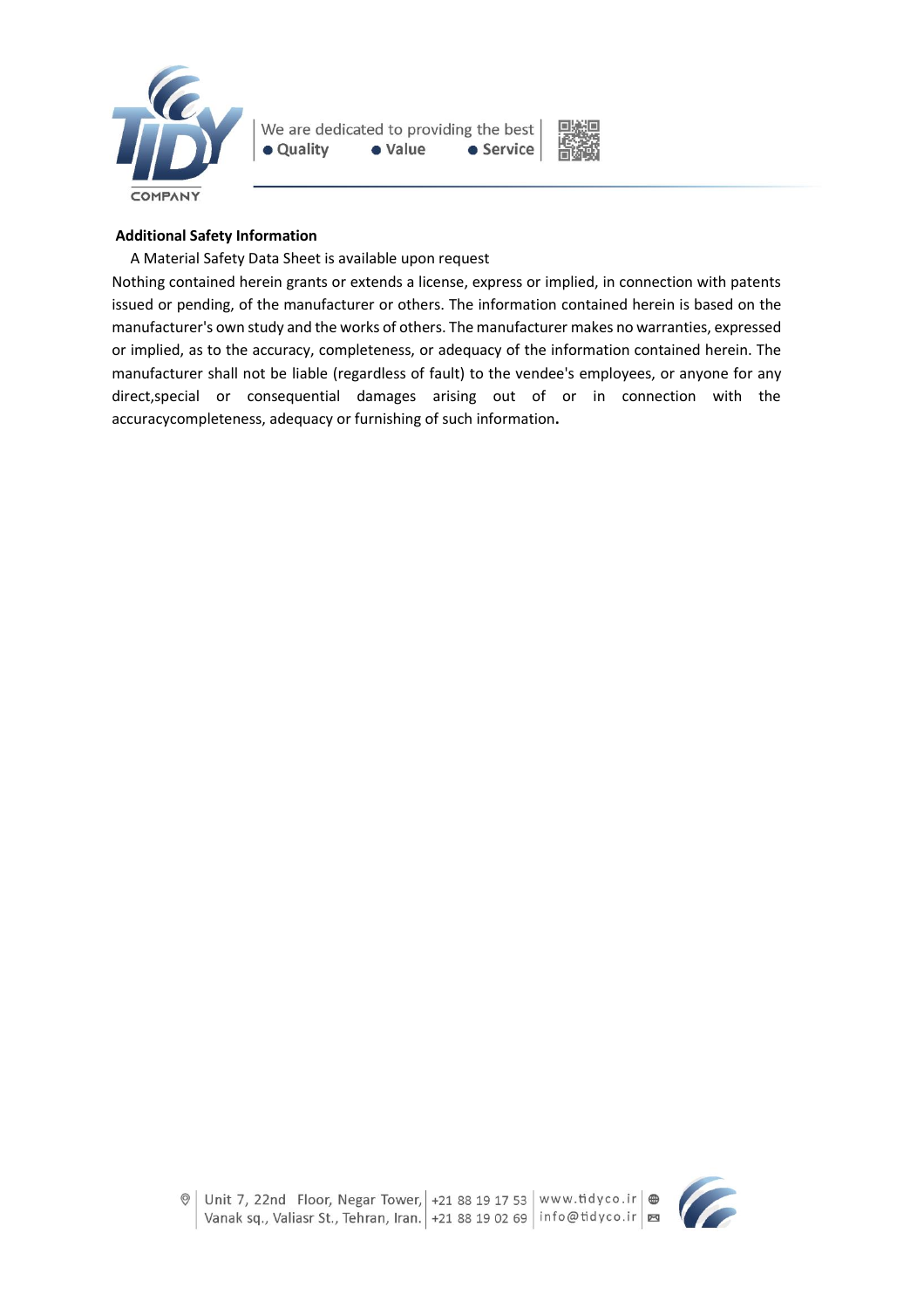**Additional Safety Information**

A Material Safety Data Sheet is available upon request

Nothing contained herein grants or extends a license, express or implied, in connection with patents issued or pending, of the manufacturer or others. The information contained herein is based on the manufacturer's own study and the works of others. The manufacturer makes no warranties, expressed or implied, as to the accuracy, completeness, or adequacy of the information contained herein. The manufacturer shall not be liable (regardless of fault) to the vendee's employees, or anyone for any direct,special or consequential damages arising out of or in connection with the accuracycompleteness, adequacy or furnishing of such information**.**